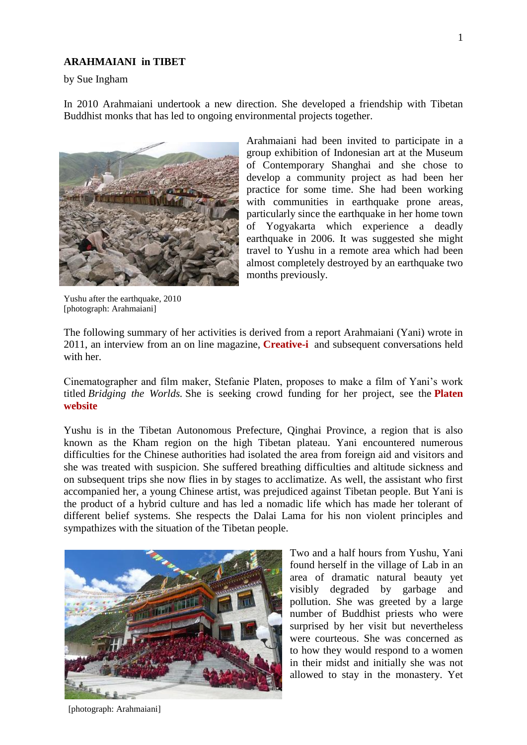**ARAHMAIANI in TIBET**

by Sue Ingham

In 2010 Arahmaiani undertook a new direction. She developed a friendship with Tibetan Buddhist monks that has led to ongoing environmental projects together.

Arahmaiani had been invited to participate in a group exhibition of Indonesian art at the Museum of Contemporary Shanghai and she chose to develop a community project as had been her practice for some time. She had been working with communities in earthquake prone areas, particularly since the earthquake in her home town of Yogyakarta which experience a deadly earthquake in 2006. It was suggested she might travel to Yushu in a remote area which had been almost completely destroyed by an earthquake two months previously.

Yushu after the earthquake, 2010
[photograph: Arahmaiani]

The following summary of her activities is derived from a report Arahmaiani (Yani) wrote in 2011, an interview from an on line magazine, **Creative-i** and subsequent conversations held with her.

Cinematographer and film maker, Stefanie Platen, proposes to make a film of Yani's work titled *Bridging the Worlds.* She is seeking crowd funding for her project, see the **Platen website**

Yushu is in the Tibetan Autonomous Prefecture, Qinghai Province, a region that is also known as the Kham region on the high Tibetan plateau. Yani encountered numerous difficulties for the Chinese authorities had isolated the area from foreign aid and visitors and she was treated with suspicion. She suffered breathing difficulties and altitude sickness and on subsequent trips she now flies in by stages to acclimatize. As well, the assistant who first accompanied her, a young Chinese artist, was prejudiced against Tibetan people. But Yani is the product of a hybrid culture and has led a nomadic life which has made her tolerant of different belief systems. She respects the Dalai Lama for his non violent principles and sympathizes with the situation of the Tibetan people.

Two and a half hours from Yushu, Yani found herself in the village of Lab in an area of dramatic natural beauty yet visibly degraded by garbage and pollution. She was greeted by a large number of Buddhist priests who were surprised by her visit but nevertheless were courteous. She was concerned as to how they would respond to a women in their midst and initially she was not allowed to stay in the monastery. Yet

[photograph: Arahmaiani]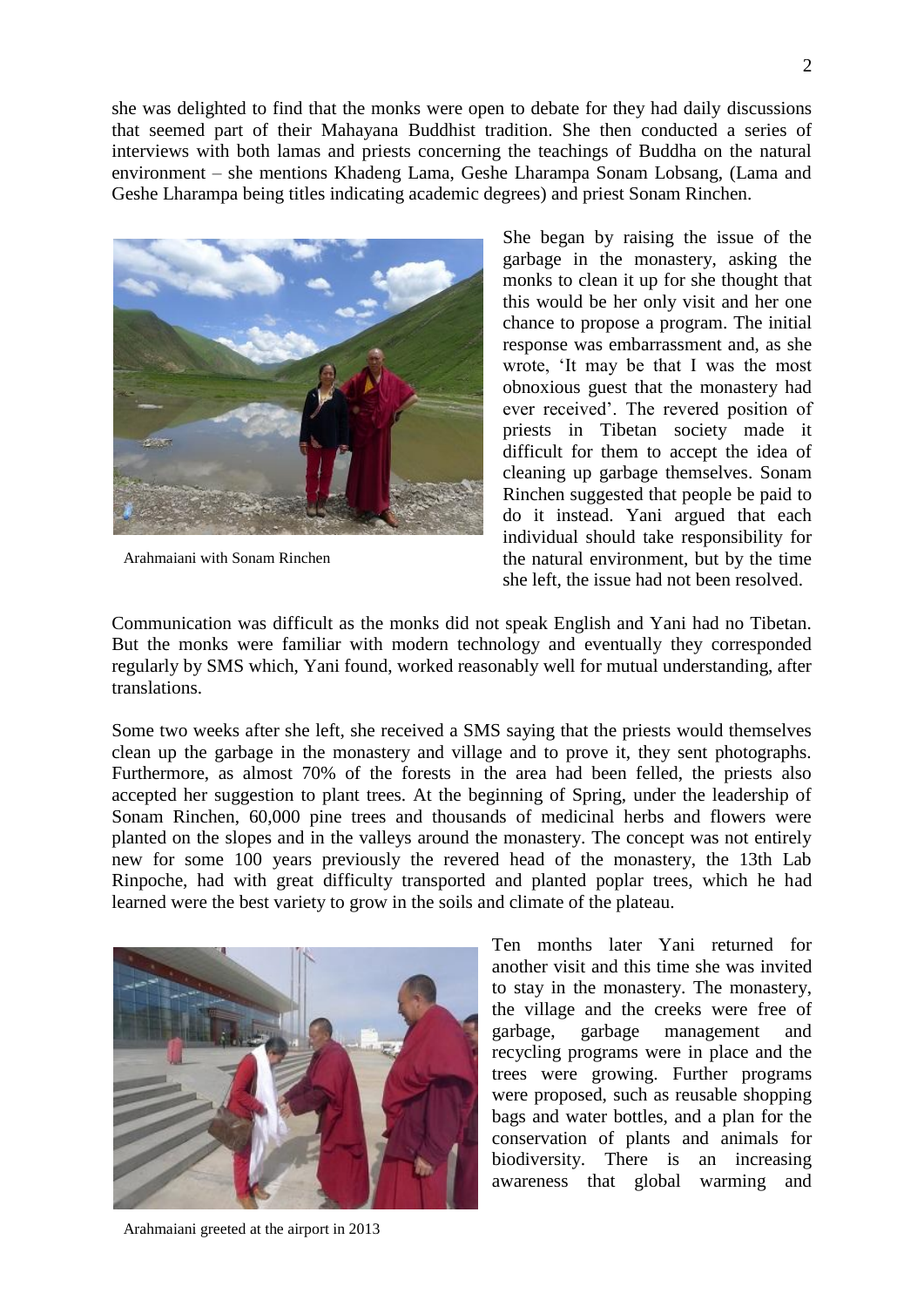she was delighted to find that the monks were open to debate for they had daily discussions that seemed part of their Mahayana Buddhist tradition. She then conducted a series of interviews with both lamas and priests concerning the teachings of Buddha on the natural environment – she mentions Khadeng Lama, Geshe Lharampa Sonam Lobsang, (Lama and Geshe Lharampa being titles indicating academic degrees) and priest Sonam Rinchen.

Arahmaiani with Sonam Rinchen

She began by raising the issue of the garbage in the monastery, asking the monks to clean it up for she thought that this would be her only visit and her one chance to propose a program. The initial response was embarrassment and, as she wrote, 'It may be that I was the most obnoxious guest that the monastery had ever received'. The revered position of priests in Tibetan society made it difficult for them to accept the idea of cleaning up garbage themselves. Sonam Rinchen suggested that people be paid to do it instead. Yani argued that each individual should take responsibility for the natural environment, but by the time she left, the issue had not been resolved.

Communication was difficult as the monks did not speak English and Yani had no Tibetan. But the monks were familiar with modern technology and eventually they corresponded regularly by SMS which, Yani found, worked reasonably well for mutual understanding, after translations.

Some two weeks after she left, she received a SMS saying that the priests would themselves clean up the garbage in the monastery and village and to prove it, they sent photographs. Furthermore, as almost 70% of the forests in the area had been felled, the priests also accepted her suggestion to plant trees. At the beginning of Spring, under the leadership of Sonam Rinchen, 60,000 pine trees and thousands of medicinal herbs and flowers were planted on the slopes and in the valleys around the monastery. The concept was not entirely new for some 100 years previously the revered head of the monastery, the 13th Lab Rinpoche, had with great difficulty transported and planted poplar trees, which he had learned were the best variety to grow in the soils and climate of the plateau.

Arahmaiani greeted at the airport in 2013

Ten months later Yani returned for another visit and this time she was invited to stay in the monastery. The monastery, the village and the creeks were free of garbage, garbage management and recycling programs were in place and the trees were growing. Further programs were proposed, such as reusable shopping bags and water bottles, and a plan for the conservation of plants and animals for biodiversity. There is an increasing awareness that global warming and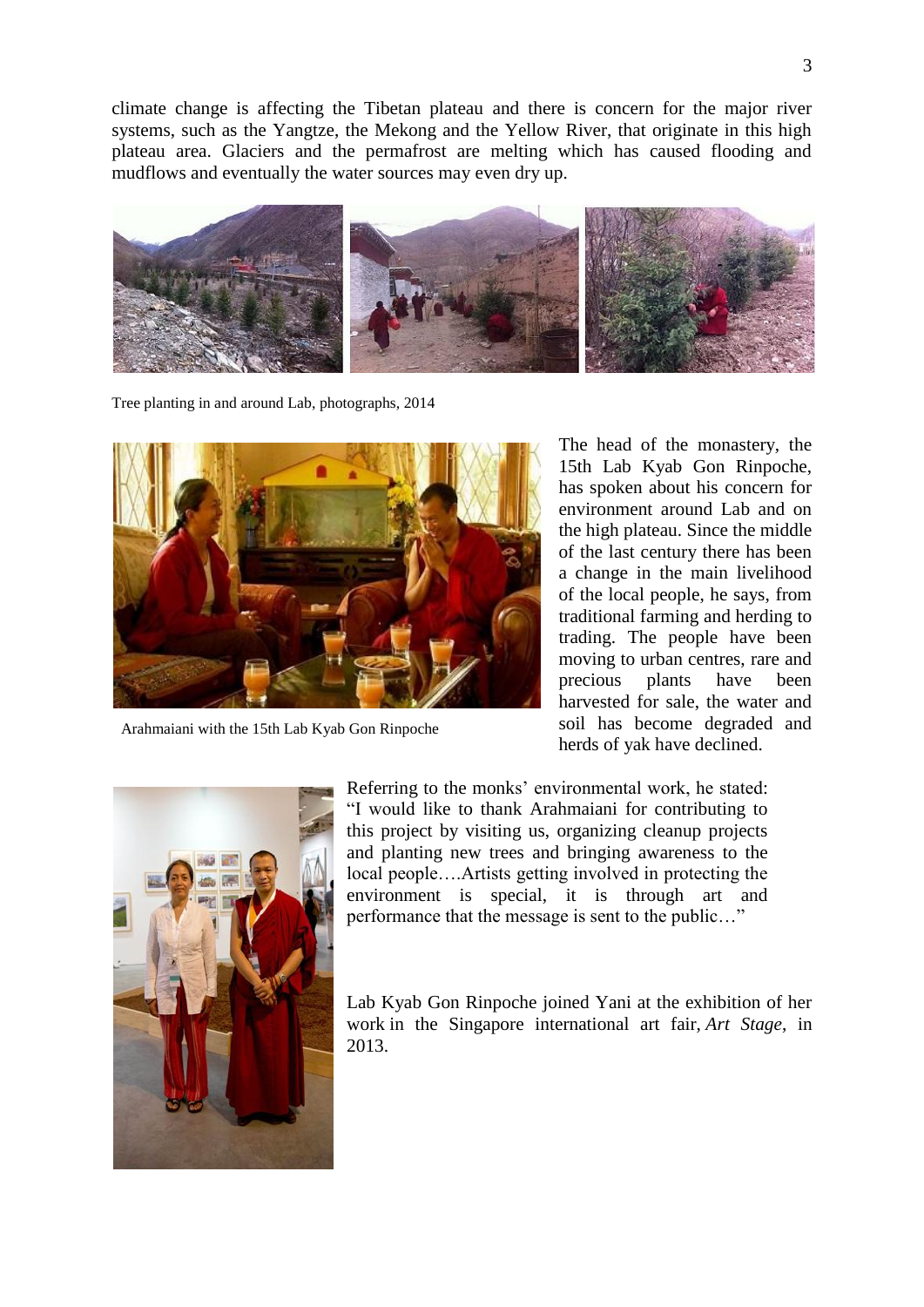climate change is affecting the Tibetan plateau and there is concern for the major river systems, such as the Yangtze, the Mekong and the Yellow River, that originate in this high plateau area. Glaciers and the permafrost are melting which has caused flooding and mudflows and eventually the water sources may even dry up.

Tree planting in and around Lab, photographs, 2014

Arahmaiani with the 15th Lab Kyab Gon Rinpoche

The head of the monastery, the 15th Lab Kyab Gon Rinpoche, has spoken about his concern for environment around Lab and on the high plateau. Since the middle of the last century there has been a change in the main livelihood of the local people, he says, from traditional farming and herding to trading. The people have been moving to urban centres, rare and precious plants have been harvested for sale, the water and soil has become degraded and herds of yak have declined.

Referring to the monks' environmental work, he stated: "I would like to thank Arahmaiani for contributing to this project by visiting us, organizing cleanup projects and planting new trees and bringing awareness to the local people….Artists getting involved in protecting the environment is special, it is through art and performance that the message is sent to the public…"

Lab Kyab Gon Rinpoche joined Yani at the exhibition of her work in the Singapore international art fair, *Art Stage*, in 2013.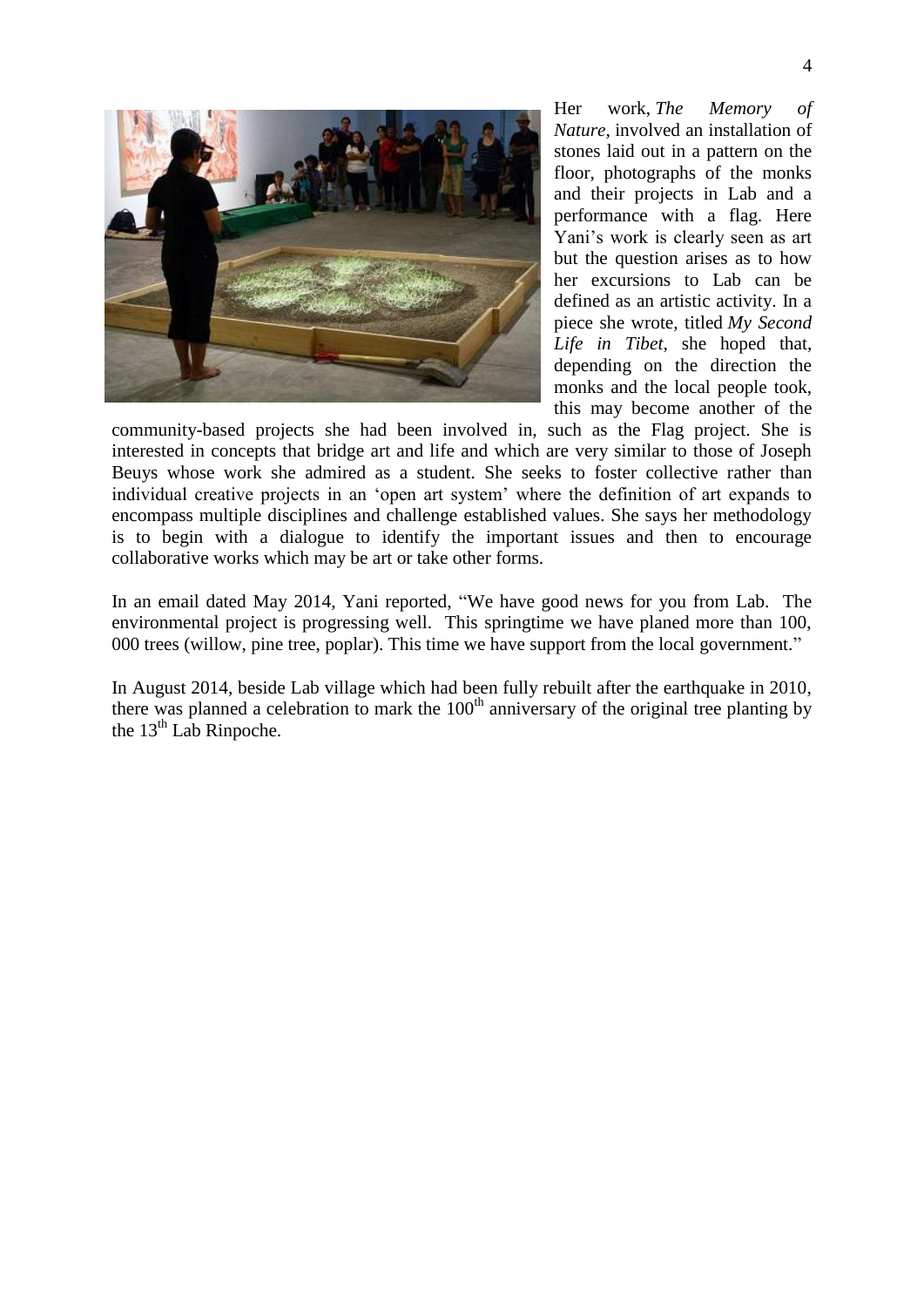Her work, *The Memory of Nature*, involved an installation of stones laid out in a pattern on the floor, photographs of the monks and their projects in Lab and a performance with a flag. Here Yani's work is clearly seen as art but the question arises as to how her excursions to Lab can be defined as an artistic activity. In a piece she wrote, titled *My Second Life in Tibet*, she hoped that, depending on the direction the monks and the local people took, this may become another of the community-based projects she had been involved in, such as the Flag project. She is interested in concepts that bridge art and life and which are very similar to those of Joseph Beuys whose work she admired as a student. She seeks to foster collective rather than individual creative projects in an 'open art system' where the definition of art expands to encompass multiple disciplines and challenge established values. She says her methodology is to begin with a dialogue to identify the important issues and then to encourage collaborative works which may be art or take other forms.

In an email dated May 2014, Yani reported, "We have good news for you from Lab. The environmental project is progressing well. This springtime we have planed more than 100, 000 trees (willow, pine tree, poplar). This time we have support from the local government."

In August 2014, beside Lab village which had been fully rebuilt after the earthquake in 2010, there was planned a celebration to mark the 100th anniversary of the original tree planting by the 13th Lab Rinpoche.